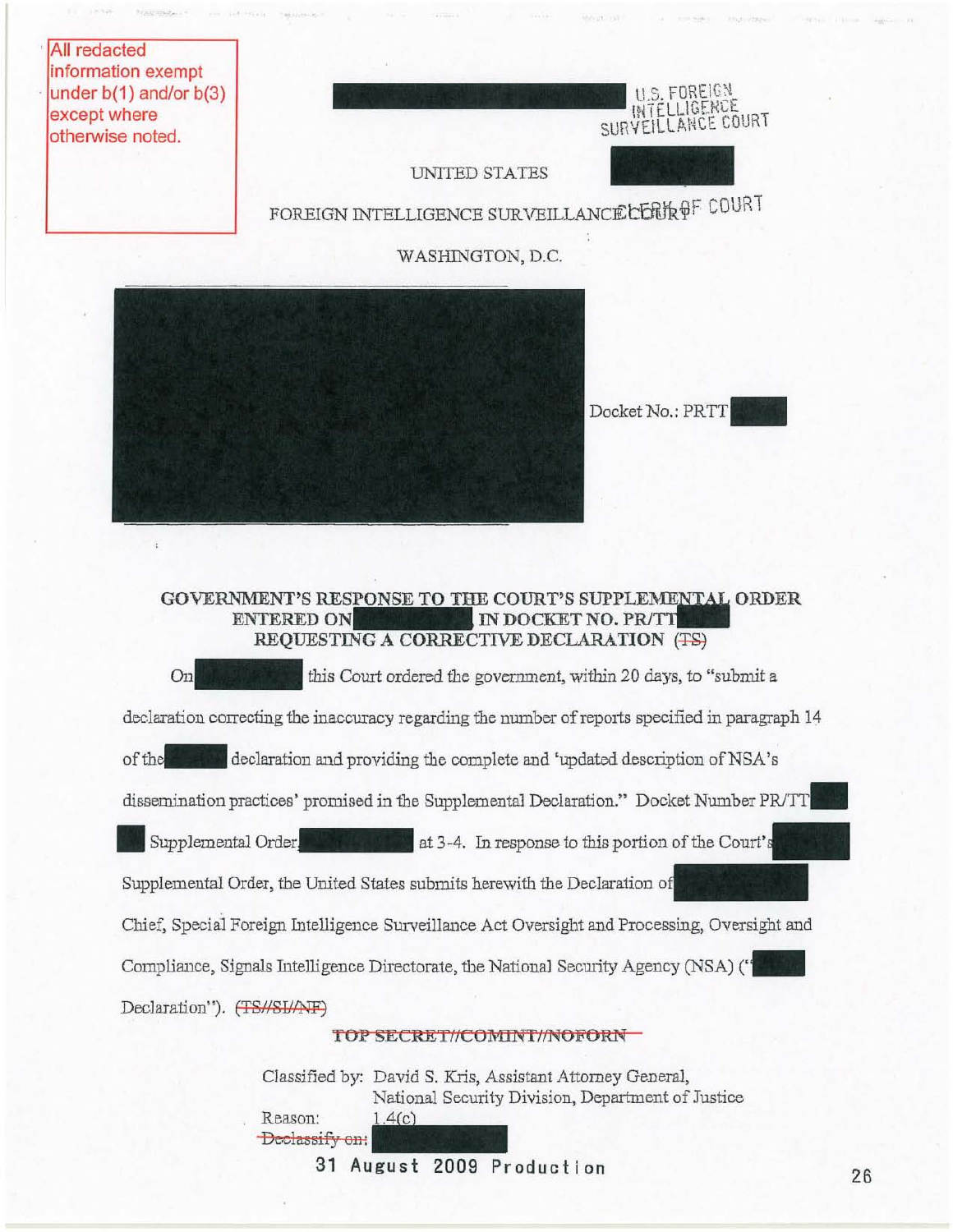All redacted information exempt under b(1) and/or b(3) except where otherwise noted.

U.S. FOREIGN INTELLIGENCE SURVEILLANCE COURT

UNITED STATES

FOREIGN INTELLIGENCE SURVEILLANCE COURT

CLERK OF COURT

WASHINGTON, D.C.

Docket No.: PRTT

## GOVERNMENT'S RESPONSE TO THE COURT'S SUPPLEMENTAL ORDER ENTERED ON IN DOCKET NO. PR/TT REQUESTING A CORRECTIVE DECLARATION (TS)

On this Court ordered the government, within 20 days, to "submit a declaration correcting the inaccuracy regarding the number of reports specified in paragraph 14 of the declaration and providing the complete and 'updated description of NSA's dissemination practices' promised in the Supplemental Declaration." Docket Number PR/TT Supplemental Order at 3-4. In response to this portion of the Court's Supplemental Order, the United States submits herewith the Declaration of Chief, Special Foreign Intelligence Surveillance Act Oversight and Processing, Oversight and Compliance, Signals Intelligence Directorate, the National Security Agency (NSA) (" Declaration"). ~~(TS//SI//NF)~~

~~TOP SECRET//COMINT//NOFORN~~

Classified by: David S. Kris, Assistant Attorney General, National Security Division, Department of Justice

Reason: 1.4(c)

~~Declassify on:~~

31 August 2009 Production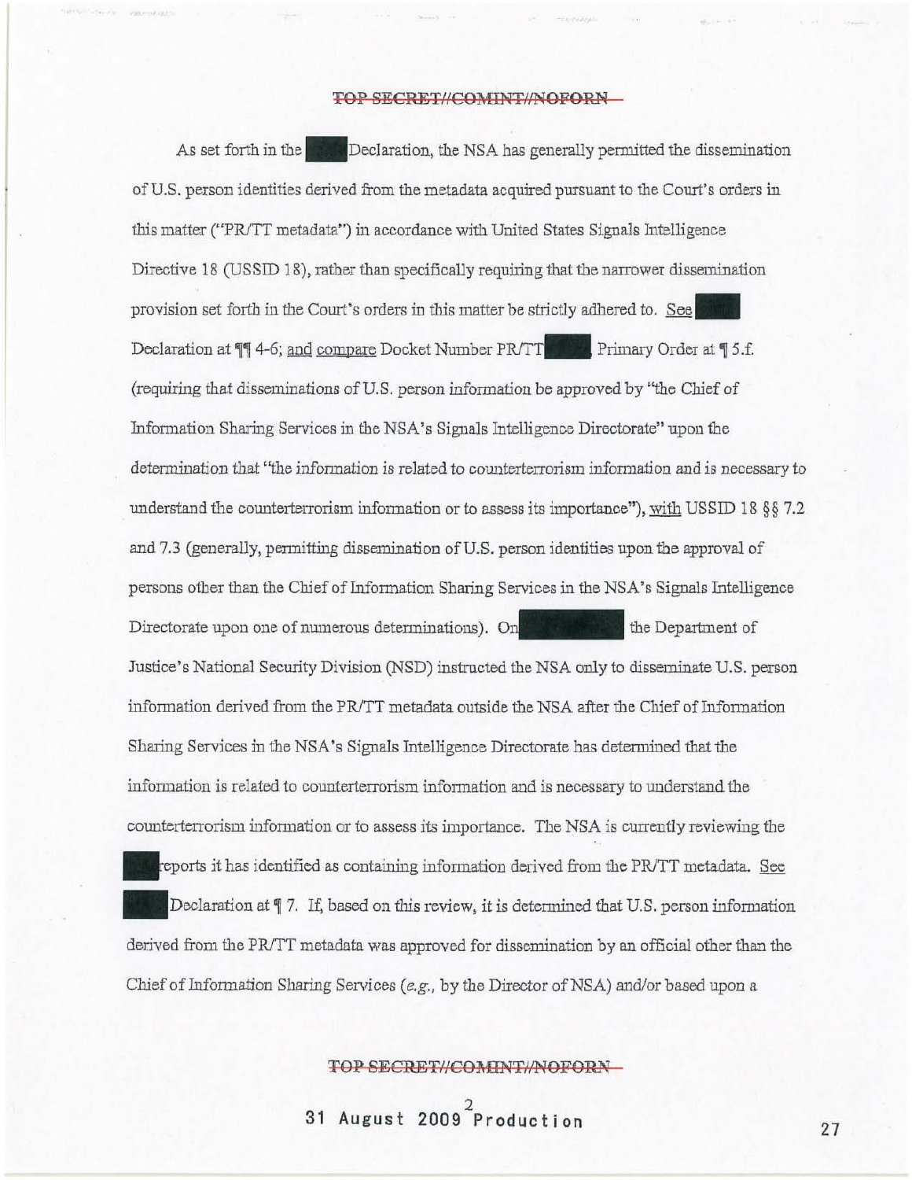As set forth in the [REDACTED] Declaration, the NSA has generally permitted the dissemination of U.S. person identities derived from the metadata acquired pursuant to the Court's orders in this matter ("PR/TT metadata") in accordance with United States Signals Intelligence Directive 18 (USSID 18), rather than specifically requiring that the narrower dissemination provision set forth in the Court's orders in this matter be strictly adhered to. See [REDACTED] Declaration at ¶¶ 4-6; and compare Docket Number PR/TT [REDACTED] Primary Order at ¶ 5.f. (requiring that disseminations of U.S. person information be approved by "the Chief of Information Sharing Services in the NSA's Signals Intelligence Directorate" upon the determination that "the information is related to counterterrorism information and is necessary to understand the counterterrorism information or to assess its importance"), with USSID 18 §§ 7.2 and 7.3 (generally, permitting dissemination of U.S. person identities upon the approval of persons other than the Chief of Information Sharing Services in the NSA's Signals Intelligence Directorate upon one of numerous determinations). On [REDACTED] the Department of Justice's National Security Division (NSD) instructed the NSA only to disseminate U.S. person information derived from the PR/TT metadata outside the NSA after the Chief of Information Sharing Services in the NSA's Signals Intelligence Directorate has determined that the information is related to counterterrorism information and is necessary to understand the counterterrorism information or to assess its importance. The NSA is currently reviewing the [REDACTED] reports it has identified as containing information derived from the PR/TT metadata. See [REDACTED] Declaration at ¶ 7. If, based on this review, it is determined that U.S. person information derived from the PR/TT metadata was approved for dissemination by an official other than the Chief of Information Sharing Services (*e.g.*, by the Director of NSA) and/or based upon a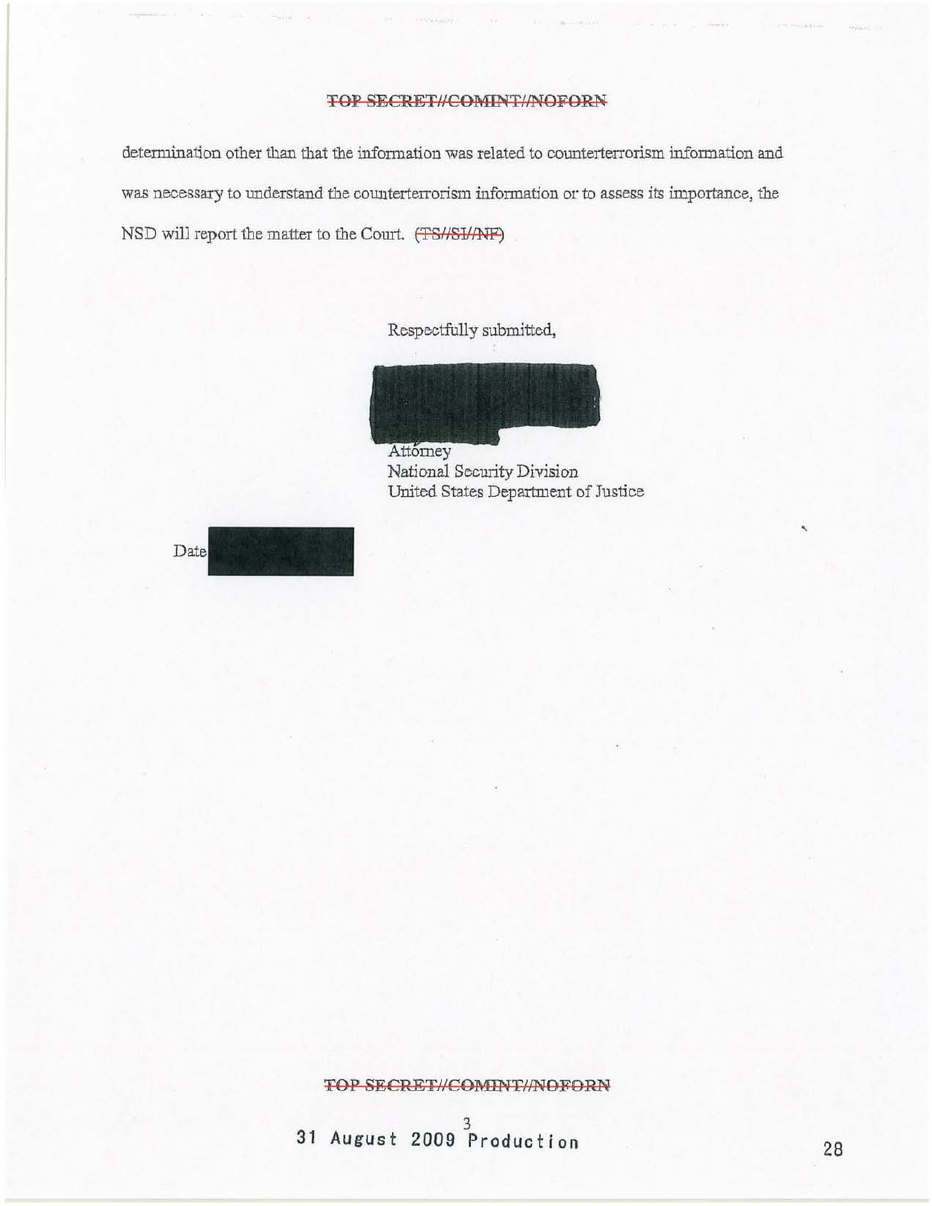determination other than that the information was related to counterterrorism information and was necessary to understand the counterterrorism information or to assess its importance, the NSD will report the matter to the Court. (TS//SI//NF)

Respectfully submitted,

[REDACTED]
Attorney
National Security Division
United States Department of Justice

Date [REDACTED]